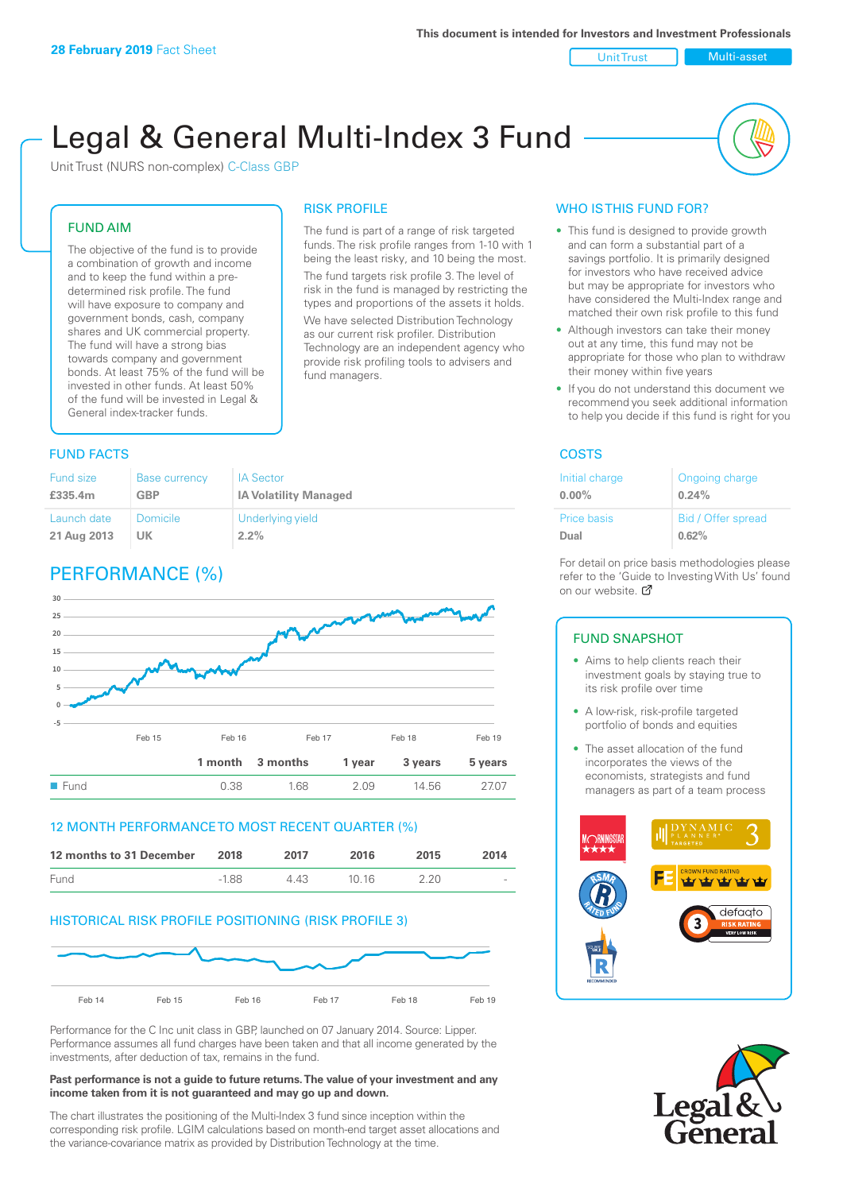**28 February 2019** Fact Sheet

This document is intended for Investors and Investment Professionals

Unit Trust | Multi-asset

# Legal & General Multi-Index 3 Fund

Unit Trust (NURS non-complex) C-Class GBP

## FUND AIM

The objective of the fund is to provide a combination of growth and income and to keep the fund within a pre-determined risk profile. The fund will have exposure to company and government bonds, cash, company shares and UK commercial property. The fund will have a strong bias towards company and government bonds. At least 75% of the fund will be invested in other funds. At least 50% of the fund will be invested in Legal & General index-tracker funds.

## RISK PROFILE

The fund is part of a range of risk targeted funds. The risk profile ranges from 1-10 with 1 being the least risky, and 10 being the most.

The fund targets risk profile 3. The level of risk in the fund is managed by restricting the types and proportions of the assets it holds.

We have selected Distribution Technology as our current risk profiler. Distribution Technology are an independent agency who provide risk profiling tools to advisers and fund managers.

## WHO IS THIS FUND FOR?

- This fund is designed to provide growth and can form a substantial part of a savings portfolio. It is primarily designed for investors who have received advice but may be appropriate for investors who have considered the Multi-Index range and matched their own risk profile to this fund
- Although investors can take their money out at any time, this fund may not be appropriate for those who plan to withdraw their money within five years
- If you do not understand this document we recommend you seek additional information to help you decide if this fund is right for you

## FUND FACTS

| Fund size | Base currency | IA Sector |
|---|---|---|
| **£335.4m** | **GBP** | **IA Volatility Managed** |
| **Launch date** | **Domicile** | **Underlying yield** |
| **21 Aug 2013** | **UK** | **2.2%** |

## COSTS

| Initial charge | Ongoing charge |
|---|---|
| **0.00%** | **0.24%** |
| **Price basis** | **Bid / Offer spread** |
| **Dual** | **0.62%** |

For detail on price basis methodologies please refer to the 'Guide to Investing With Us' found on our website.

## PERFORMANCE (%)

| | 1 month | 3 months | 1 year | 3 years | 5 years |
|---|---|---|---|---|---|
| Fund | 0.38 | 1.68 | 2.09 | 14.56 | 27.07 |

## 12 MONTH PERFORMANCE TO MOST RECENT QUARTER (%)

| 12 months to 31 December | 2018 | 2017 | 2016 | 2015 | 2014 |
|---|---|---|---|---|---|
| Fund | -1.88 | 4.43 | 10.16 | 2.20 | - |

## HISTORICAL RISK PROFILE POSITIONING (RISK PROFILE 3)

## FUND SNAPSHOT

- Aims to help clients reach their investment goals by staying true to its risk profile over time
- A low-risk, risk-profile targeted portfolio of bonds and equities
- The asset allocation of the fund incorporates the views of the economists, strategists and fund managers as part of a team process

Performance for the C Inc unit class in GBP, launched on 07 January 2014. Source: Lipper. Performance assumes all fund charges have been taken and that all income generated by the investments, after deduction of tax, remains in the fund.

**Past performance is not a guide to future returns. The value of your investment and any income taken from it is not guaranteed and may go up and down.**

The chart illustrates the positioning of the Multi-Index 3 fund since inception within the corresponding risk profile. LGIM calculations based on month-end target asset allocations and the variance-covariance matrix as provided by Distribution Technology at the time.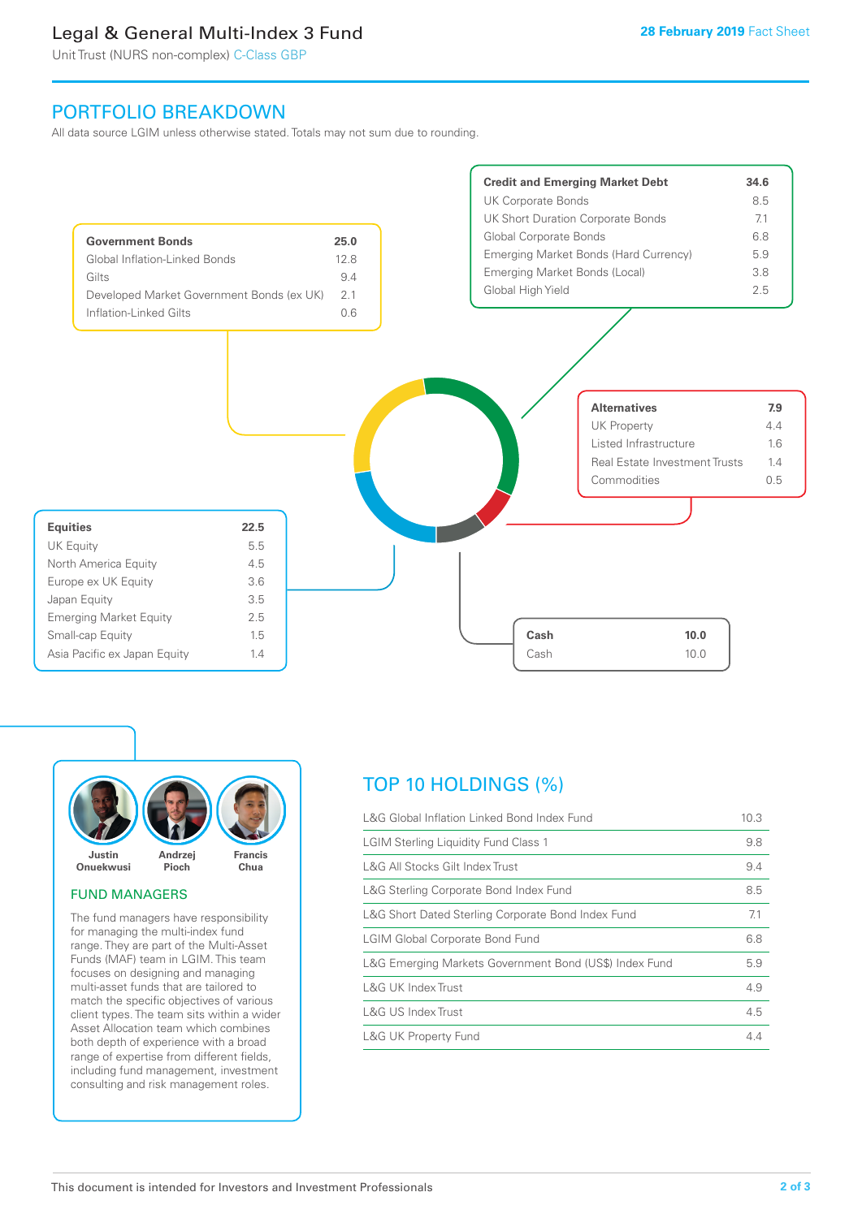# Legal & General Multi-Index 3 Fund

Unit Trust (NURS non-complex) C-Class GBP

28 February 2019 Fact Sheet

## PORTFOLIO BREAKDOWN

All data source LGIM unless otherwise stated. Totals may not sum due to rounding.

| Government Bonds | 25.0 |
|---|---|
| Global Inflation-Linked Bonds | 12.8 |
| Gilts | 9.4 |
| Developed Market Government Bonds (ex UK) | 2.1 |
| Inflation-Linked Gilts | 0.6 |

| Credit and Emerging Market Debt | 34.6 |
|---|---|
| UK Corporate Bonds | 8.5 |
| UK Short Duration Corporate Bonds | 7.1 |
| Global Corporate Bonds | 6.8 |
| Emerging Market Bonds (Hard Currency) | 5.9 |
| Emerging Market Bonds (Local) | 3.8 |
| Global High Yield | 2.5 |

| Alternatives | 7.9 |
|---|---|
| UK Property | 4.4 |
| Listed Infrastructure | 1.6 |
| Real Estate Investment Trusts | 1.4 |
| Commodities | 0.5 |

| Equities | 22.5 |
|---|---|
| UK Equity | 5.5 |
| North America Equity | 4.5 |
| Europe ex UK Equity | 3.6 |
| Japan Equity | 3.5 |
| Emerging Market Equity | 2.5 |
| Small-cap Equity | 1.5 |
| Asia Pacific ex Japan Equity | 1.4 |

| Cash | 10.0 |
|---|---|
| Cash | 10.0 |

Justin Onuekwusi, Andrzej Pioch, Francis Chua

### FUND MANAGERS

The fund managers have responsibility for managing the multi-index fund range. They are part of the Multi-Asset Funds (MAF) team in LGIM. This team focuses on designing and managing multi-asset funds that are tailored to match the specific objectives of various client types. The team sits within a wider Asset Allocation team which combines both depth of experience with a broad range of expertise from different fields, including fund management, investment consulting and risk management roles.

## TOP 10 HOLDINGS (%)

| Holding | % |
|---|---|
| L&G Global Inflation Linked Bond Index Fund | 10.3 |
| LGIM Sterling Liquidity Fund Class 1 | 9.8 |
| L&G All Stocks Gilt Index Trust | 9.4 |
| L&G Sterling Corporate Bond Index Fund | 8.5 |
| L&G Short Dated Sterling Corporate Bond Index Fund | 7.1 |
| LGIM Global Corporate Bond Fund | 6.8 |
| L&G Emerging Markets Government Bond (US$) Index Fund | 5.9 |
| L&G UK Index Trust | 4.9 |
| L&G US Index Trust | 4.5 |
| L&G UK Property Fund | 4.4 |

This document is intended for Investors and Investment Professionals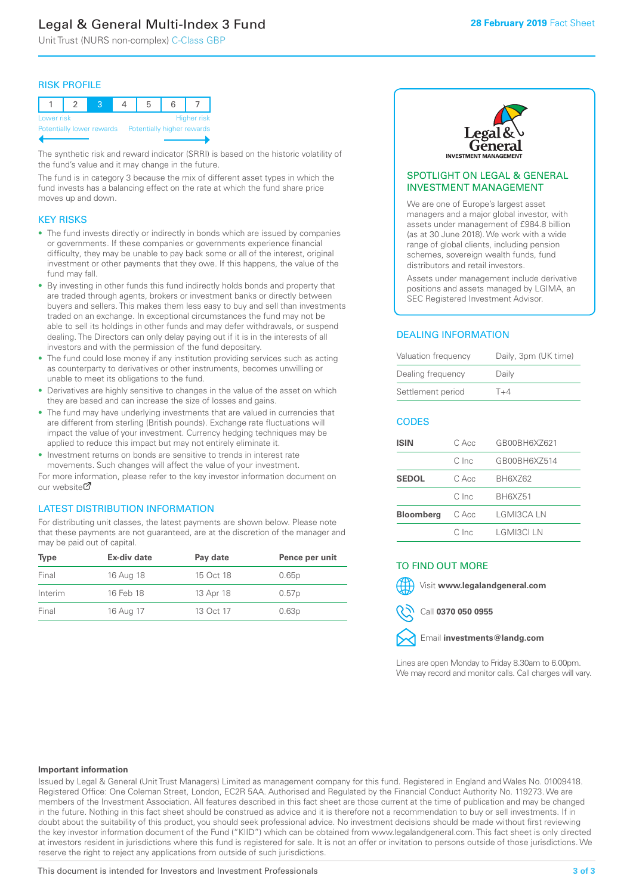# Legal & General Multi-Index 3 Fund

Unit Trust (NURS non-complex) C-Class GBP

**28 February 2019** Fact Sheet

## RISK PROFILE

| 1 | 2 | 3 | 4 | 5 | 6 | 7 |
|---|---|---|---|---|---|---|

Lower risk — Higher risk

Potentially lower rewards — Potentially higher rewards

The synthetic risk and reward indicator (SRRI) is based on the historic volatility of the fund's value and it may change in the future.

The fund is in category 3 because the mix of different asset types in which the fund invests has a balancing effect on the rate at which the fund share price moves up and down.

## KEY RISKS

- The fund invests directly or indirectly in bonds which are issued by companies or governments. If these companies or governments experience financial difficulty, they may be unable to pay back some or all of the interest, original investment or other payments that they owe. If this happens, the value of the fund may fall.
- By investing in other funds this fund indirectly holds bonds and property that are traded through agents, brokers or investment banks or directly between buyers and sellers. This makes them less easy to buy and sell than investments traded on an exchange. In exceptional circumstances the fund may not be able to sell its holdings in other funds and may defer withdrawals, or suspend dealing. The Directors can only delay paying out if it is in the interests of all investors and with the permission of the fund depositary.
- The fund could lose money if any institution providing services such as acting as counterparty to derivatives or other instruments, becomes unwilling or unable to meet its obligations to the fund.
- Derivatives are highly sensitive to changes in the value of the asset on which they are based and can increase the size of losses and gains.
- The fund may have underlying investments that are valued in currencies that are different from sterling (British pounds). Exchange rate fluctuations will impact the value of your investment. Currency hedging techniques may be applied to reduce this impact but may not entirely eliminate it.
- Investment returns on bonds are sensitive to trends in interest rate movements. Such changes will affect the value of your investment.

For more information, please refer to the key investor information document on our website

## LATEST DISTRIBUTION INFORMATION

For distributing unit classes, the latest payments are shown below. Please note that these payments are not guaranteed, are at the discretion of the manager and may be paid out of capital.

| Type | Ex-div date | Pay date | Pence per unit |
|---|---|---|---|
| Final | 16 Aug 18 | 15 Oct 18 | 0.65p |
| Interim | 16 Feb 18 | 13 Apr 18 | 0.57p |
| Final | 16 Aug 17 | 13 Oct 17 | 0.63p |

## SPOTLIGHT ON LEGAL & GENERAL INVESTMENT MANAGEMENT

We are one of Europe's largest asset managers and a major global investor, with assets under management of £984.8 billion (as at 30 June 2018). We work with a wide range of global clients, including pension schemes, sovereign wealth funds, fund distributors and retail investors.

Assets under management include derivative positions and assets managed by LGIMA, an SEC Registered Investment Advisor.

## DEALING INFORMATION

| | |
|---|---|
| Valuation frequency | Daily, 3pm (UK time) |
| Dealing frequency | Daily |
| Settlement period | T+4 |

## CODES

| | | |
|---|---|---|
| **ISIN** | C Acc | GB00BH6XZ621 |
| | C Inc | GB00BH6XZ514 |
| **SEDOL** | C Acc | BH6XZ62 |
| | C Inc | BH6XZ51 |
| **Bloomberg** | C Acc | LGMI3CA LN |
| | C Inc | LGMI3CI LN |

## TO FIND OUT MORE

Visit **www.legalandgeneral.com**

Call **0370 050 0955**

Email **investments@landg.com**

Lines are open Monday to Friday 8.30am to 6.00pm. We may record and monitor calls. Call charges will vary.

**Important information**

Issued by Legal & General (Unit Trust Managers) Limited as management company for this fund. Registered in England and Wales No. 01009418. Registered Office: One Coleman Street, London, EC2R 5AA. Authorised and Regulated by the Financial Conduct Authority No. 119273. We are members of the Investment Association. All features described in this fact sheet are those current at the time of publication and may be changed in the future. Nothing in this fact sheet should be construed as advice and it is therefore not a recommendation to buy or sell investments. If in doubt about the suitability of this product, you should seek professional advice. No investment decisions should be made without first reviewing the key investor information document of the Fund ("KIID") which can be obtained from www.legalandgeneral.com. This fact sheet is only directed at investors resident in jurisdictions where this fund is registered for sale. It is not an offer or invitation to persons outside of those jurisdictions. We reserve the right to reject any applications from outside of such jurisdictions.

This document is intended for Investors and Investment Professionals